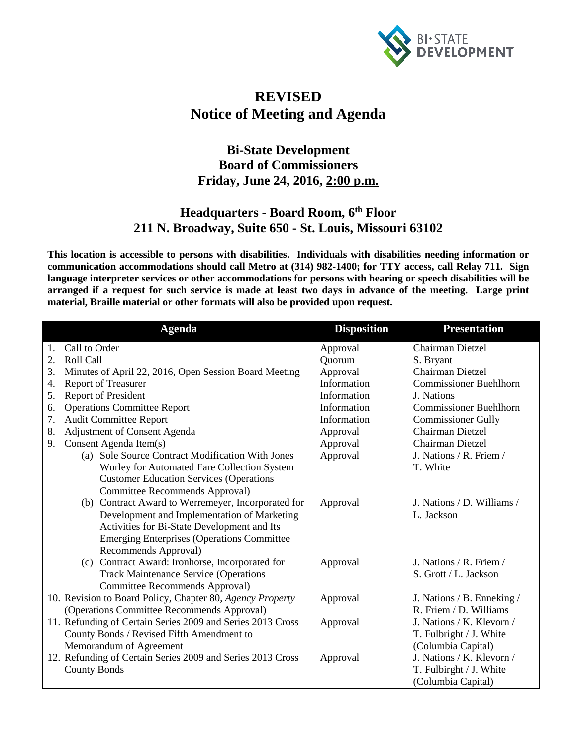# REVISED
# Notice of Meeting and Agenda

## Bi-State Development
## Board of Commissioners
## Friday, June 24, 2016, 2:00 p.m.

## Headquarters - Board Room, 6th Floor
## 211 N. Broadway, Suite 650 - St. Louis, Missouri 63102

**This location is accessible to persons with disabilities. Individuals with disabilities needing information or communication accommodations should call Metro at (314) 982-1400; for TTY access, call Relay 711. Sign language interpreter services or other accommodations for persons with hearing or speech disabilities will be arranged if a request for such service is made at least two days in advance of the meeting. Large print material, Braille material or other formats will also be provided upon request.**

| Agenda | Disposition | Presentation |
|---|---|---|
| 1. Call to Order | Approval | Chairman Dietzel |
| 2. Roll Call | Quorum | S. Bryant |
| 3. Minutes of April 22, 2016, Open Session Board Meeting | Approval | Chairman Dietzel |
| 4. Report of Treasurer | Information | Commissioner Buehlhorn |
| 5. Report of President | Information | J. Nations |
| 6. Operations Committee Report | Information | Commissioner Buehlhorn |
| 7. Audit Committee Report | Information | Commissioner Gully |
| 8. Adjustment of Consent Agenda | Approval | Chairman Dietzel |
| 9. Consent Agenda Item(s) | Approval | Chairman Dietzel |
| (a) Sole Source Contract Modification With Jones Worley for Automated Fare Collection System Customer Education Services (Operations Committee Recommends Approval) | Approval | J. Nations / R. Friem / T. White |
| (b) Contract Award to Werremeyer, Incorporated for Development and Implementation of Marketing Activities for Bi-State Development and Its Emerging Enterprises (Operations Committee Recommends Approval) | Approval | J. Nations / D. Williams / L. Jackson |
| (c) Contract Award: Ironhorse, Incorporated for Track Maintenance Service (Operations Committee Recommends Approval) | Approval | J. Nations / R. Friem / S. Grott / L. Jackson |
| 10. Revision to Board Policy, Chapter 80, *Agency Property* (Operations Committee Recommends Approval) | Approval | J. Nations / B. Enneking / R. Friem / D. Williams |
| 11. Refunding of Certain Series 2009 and Series 2013 Cross County Bonds / Revised Fifth Amendment to Memorandum of Agreement | Approval | J. Nations / K. Klevorn / T. Fulbirght / J. White (Columbia Capital) |
| 12. Refunding of Certain Series 2009 and Series 2013 Cross County Bonds | Approval | J. Nations / K. Klevorn / T. Fulbirght / J. White (Columbia Capital) |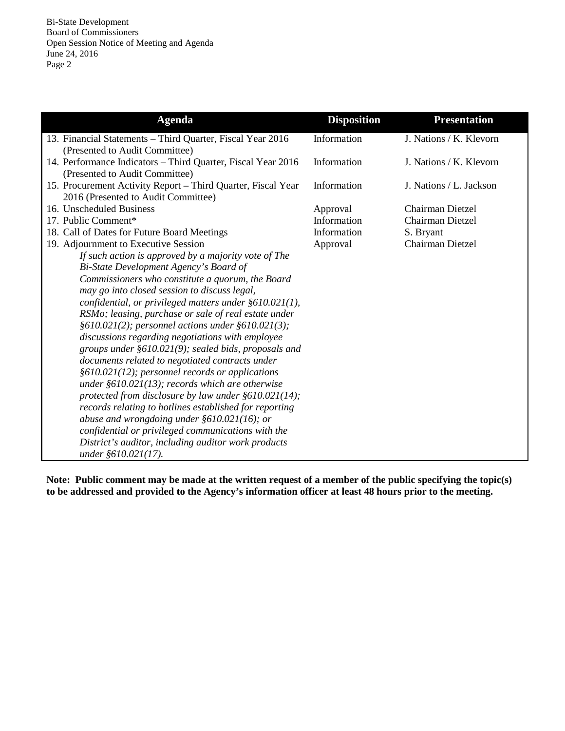| Agenda | Disposition | Presentation |
|---|---|---|
| 13. Financial Statements – Third Quarter, Fiscal Year 2016 (Presented to Audit Committee) | Information | J. Nations / K. Klevorn |
| 14. Performance Indicators – Third Quarter, Fiscal Year 2016 (Presented to Audit Committee) | Information | J. Nations / K. Klevorn |
| 15. Procurement Activity Report – Third Quarter, Fiscal Year 2016 (Presented to Audit Committee) | Information | J. Nations / L. Jackson |
| 16. Unscheduled Business | Approval | Chairman Dietzel |
| 17. Public Comment* | Information | Chairman Dietzel |
| 18. Call of Dates for Future Board Meetings | Information | S. Bryant |
| 19. Adjournment to Executive Session *If such action is approved by a majority vote of The Bi-State Development Agency's Board of Commissioners who constitute a quorum, the Board may go into closed session to discuss legal, confidential, or privileged matters under §610.021(1), RSMo; leasing, purchase or sale of real estate under §610.021(2); personnel actions under §610.021(3); discussions regarding negotiations with employee groups under §610.021(9); sealed bids, proposals and documents related to negotiated contracts under §610.021(12); personnel records or applications under §610.021(13); records which are otherwise protected from disclosure by law under §610.021(14); records relating to hotlines established for reporting abuse and wrongdoing under §610.021(16); or confidential or privileged communications with the District's auditor, including auditor work products under §610.021(17).* | Approval | Chairman Dietzel |

**Note: Public comment may be made at the written request of a member of the public specifying the topic(s) to be addressed and provided to the Agency's information officer at least 48 hours prior to the meeting.**